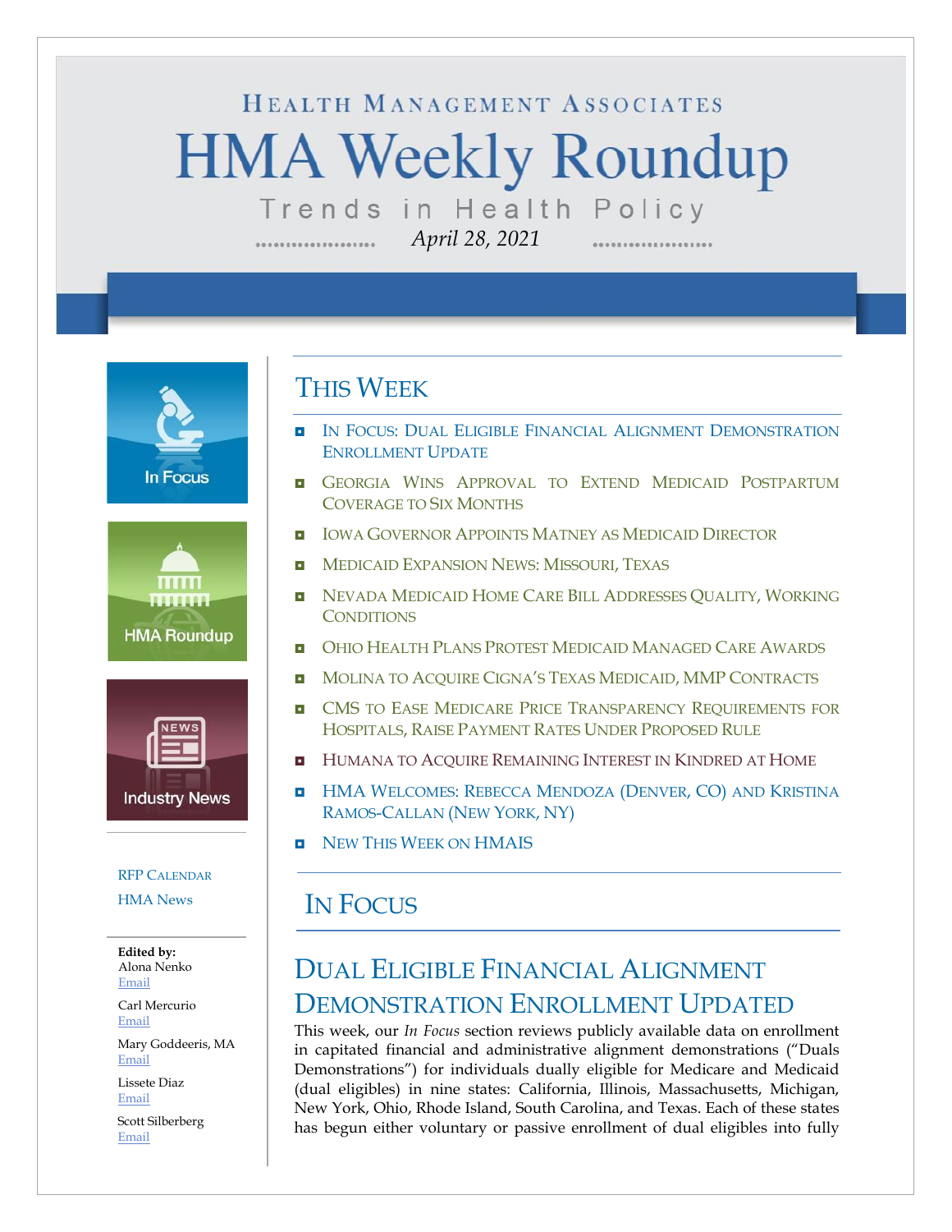HEALTH MANAGEMENT ASSOCIATES

# HMA Weekly Roundup

Trends in Health Policy

*April 28, 2021*

In Focus

HMA Roundup

Industry News

RFP CALENDAR

HMA News

**Edited by:**
Alona Nenko
Email

Carl Mercurio
Email

Mary Goddeeris, MA
Email

Lissete Diaz
Email

Scott Silberberg
Email

## THIS WEEK

- IN FOCUS: DUAL ELIGIBLE FINANCIAL ALIGNMENT DEMONSTRATION ENROLLMENT UPDATE
- GEORGIA WINS APPROVAL TO EXTEND MEDICAID POSTPARTUM COVERAGE TO SIX MONTHS
- IOWA GOVERNOR APPOINTS MATNEY AS MEDICAID DIRECTOR
- MEDICAID EXPANSION NEWS: MISSOURI, TEXAS
- NEVADA MEDICAID HOME CARE BILL ADDRESSES QUALITY, WORKING CONDITIONS
- OHIO HEALTH PLANS PROTEST MEDICAID MANAGED CARE AWARDS
- MOLINA TO ACQUIRE CIGNA'S TEXAS MEDICAID, MMP CONTRACTS
- CMS TO EASE MEDICARE PRICE TRANSPARENCY REQUIREMENTS FOR HOSPITALS, RAISE PAYMENT RATES UNDER PROPOSED RULE
- HUMANA TO ACQUIRE REMAINING INTEREST IN KINDRED AT HOME
- HMA WELCOMES: REBECCA MENDOZA (DENVER, CO) AND KRISTINA RAMOS-CALLAN (NEW YORK, NY)
- NEW THIS WEEK ON HMAIS

## IN FOCUS

### DUAL ELIGIBLE FINANCIAL ALIGNMENT DEMONSTRATION ENROLLMENT UPDATED

This week, our *In Focus* section reviews publicly available data on enrollment in capitated financial and administrative alignment demonstrations ("Duals Demonstrations") for individuals dually eligible for Medicare and Medicaid (dual eligibles) in nine states: California, Illinois, Massachusetts, Michigan, New York, Ohio, Rhode Island, South Carolina, and Texas. Each of these states has begun either voluntary or passive enrollment of dual eligibles into fully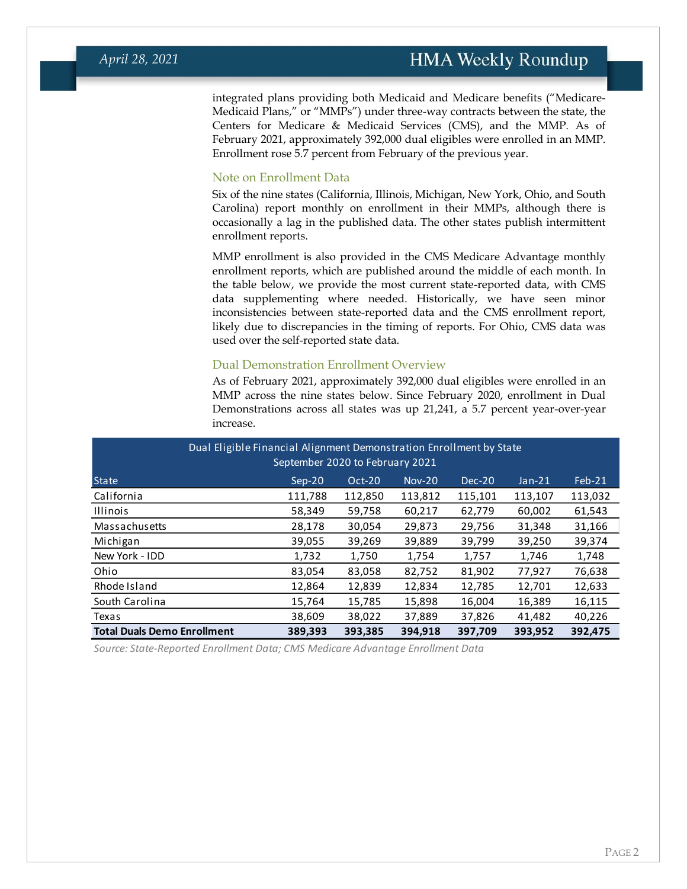integrated plans providing both Medicaid and Medicare benefits ("Medicare-Medicaid Plans," or "MMPs") under three-way contracts between the state, the Centers for Medicare & Medicaid Services (CMS), and the MMP. As of February 2021, approximately 392,000 dual eligibles were enrolled in an MMP. Enrollment rose 5.7 percent from February of the previous year.

### Note on Enrollment Data

Six of the nine states (California, Illinois, Michigan, New York, Ohio, and South Carolina) report monthly on enrollment in their MMPs, although there is occasionally a lag in the published data. The other states publish intermittent enrollment reports.

MMP enrollment is also provided in the CMS Medicare Advantage monthly enrollment reports, which are published around the middle of each month. In the table below, we provide the most current state-reported data, with CMS data supplementing where needed. Historically, we have seen minor inconsistencies between state-reported data and the CMS enrollment report, likely due to discrepancies in the timing of reports. For Ohio, CMS data was used over the self-reported state data.

### Dual Demonstration Enrollment Overview

As of February 2021, approximately 392,000 dual eligibles were enrolled in an MMP across the nine states below. Since February 2020, enrollment in Dual Demonstrations across all states was up 21,241, a 5.7 percent year-over-year increase.

Dual Eligible Financial Alignment Demonstration Enrollment by State
September 2020 to February 2021

| State | Sep-20 | Oct-20 | Nov-20 | Dec-20 | Jan-21 | Feb-21 |
|---|---|---|---|---|---|---|
| California | 111,788 | 112,850 | 113,812 | 115,101 | 113,107 | 113,032 |
| Illinois | 58,349 | 59,758 | 60,217 | 62,779 | 60,002 | 61,543 |
| Massachusetts | 28,178 | 30,054 | 29,873 | 29,756 | 31,348 | 31,166 |
| Michigan | 39,055 | 39,269 | 39,889 | 39,799 | 39,250 | 39,374 |
| New York - IDD | 1,732 | 1,750 | 1,754 | 1,757 | 1,746 | 1,748 |
| Ohio | 83,054 | 83,058 | 82,752 | 81,902 | 77,927 | 76,638 |
| Rhode Island | 12,864 | 12,839 | 12,834 | 12,785 | 12,701 | 12,633 |
| South Carolina | 15,764 | 15,785 | 15,898 | 16,004 | 16,389 | 16,115 |
| Texas | 38,609 | 38,022 | 37,889 | 37,826 | 41,482 | 40,226 |
| **Total Duals Demo Enrollment** | **389,393** | **393,385** | **394,918** | **397,709** | **393,952** | **392,475** |

*Source: State-Reported Enrollment Data; CMS Medicare Advantage Enrollment Data*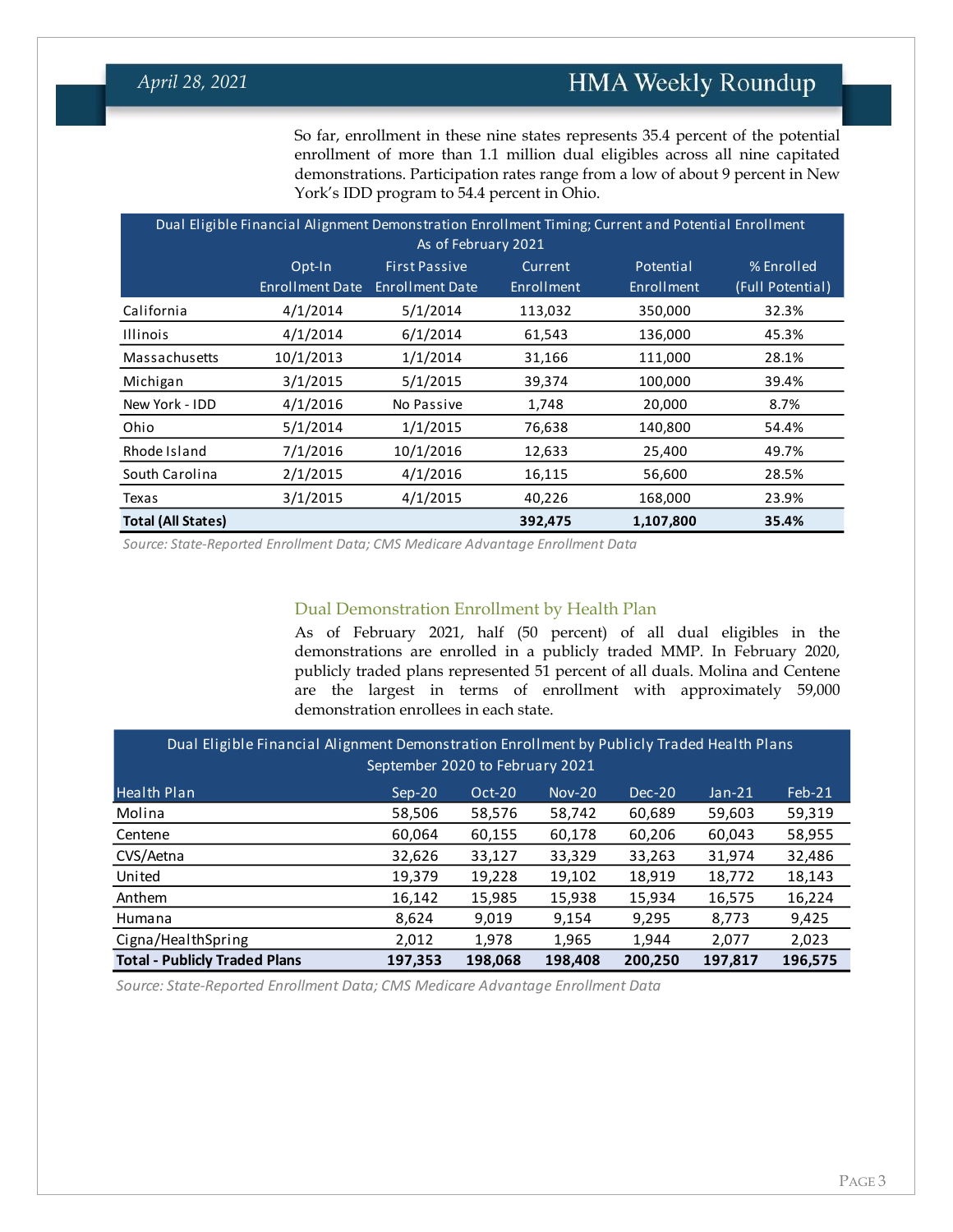So far, enrollment in these nine states represents 35.4 percent of the potential enrollment of more than 1.1 million dual eligibles across all nine capitated demonstrations. Participation rates range from a low of about 9 percent in New York's IDD program to 54.4 percent in Ohio.

| Dual Eligible Financial Alignment Demonstration Enrollment Timing; Current and Potential Enrollment As of February 2021 | | | | | |
|---|---|---|---|---|---|
| | Opt-In Enrollment Date | First Passive Enrollment Date | Current Enrollment | Potential Enrollment | % Enrolled (Full Potential) |
| California | 4/1/2014 | 5/1/2014 | 113,032 | 350,000 | 32.3% |
| Illinois | 4/1/2014 | 6/1/2014 | 61,543 | 136,000 | 45.3% |
| Massachusetts | 10/1/2013 | 1/1/2014 | 31,166 | 111,000 | 28.1% |
| Michigan | 3/1/2015 | 5/1/2015 | 39,374 | 100,000 | 39.4% |
| New York - IDD | 4/1/2016 | No Passive | 1,748 | 20,000 | 8.7% |
| Ohio | 5/1/2014 | 1/1/2015 | 76,638 | 140,800 | 54.4% |
| Rhode Island | 7/1/2016 | 10/1/2016 | 12,633 | 25,400 | 49.7% |
| South Carolina | 2/1/2015 | 4/1/2016 | 16,115 | 56,600 | 28.5% |
| Texas | 3/1/2015 | 4/1/2015 | 40,226 | 168,000 | 23.9% |
| **Total (All States)** | | | **392,475** | **1,107,800** | **35.4%** |

*Source: State-Reported Enrollment Data; CMS Medicare Advantage Enrollment Data*

### Dual Demonstration Enrollment by Health Plan

As of February 2021, half (50 percent) of all dual eligibles in the demonstrations are enrolled in a publicly traded MMP. In February 2020, publicly traded plans represented 51 percent of all duals. Molina and Centene are the largest in terms of enrollment with approximately 59,000 demonstration enrollees in each state.

| Dual Eligible Financial Alignment Demonstration Enrollment by Publicly Traded Health Plans September 2020 to February 2021 | | | | | | |
|---|---|---|---|---|---|---|
| Health Plan | Sep-20 | Oct-20 | Nov-20 | Dec-20 | Jan-21 | Feb-21 |
| Molina | 58,506 | 58,576 | 58,742 | 60,689 | 59,603 | 59,319 |
| Centene | 60,064 | 60,155 | 60,178 | 60,206 | 60,043 | 58,955 |
| CVS/Aetna | 32,626 | 33,127 | 33,329 | 33,263 | 31,974 | 32,486 |
| United | 19,379 | 19,228 | 19,102 | 18,919 | 18,772 | 18,143 |
| Anthem | 16,142 | 15,985 | 15,938 | 15,934 | 16,575 | 16,224 |
| Humana | 8,624 | 9,019 | 9,154 | 9,295 | 8,773 | 9,425 |
| Cigna/HealthSpring | 2,012 | 1,978 | 1,965 | 1,944 | 2,077 | 2,023 |
| **Total - Publicly Traded Plans** | **197,353** | **198,068** | **198,408** | **200,250** | **197,817** | **196,575** |

*Source: State-Reported Enrollment Data; CMS Medicare Advantage Enrollment Data*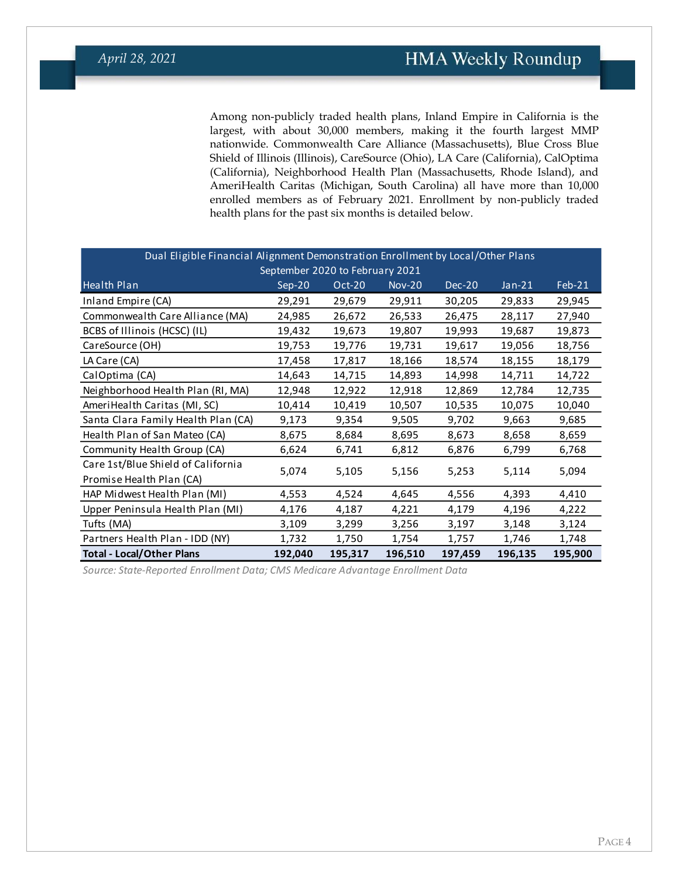Among non-publicly traded health plans, Inland Empire in California is the largest, with about 30,000 members, making it the fourth largest MMP nationwide. Commonwealth Care Alliance (Massachusetts), Blue Cross Blue Shield of Illinois (Illinois), CareSource (Ohio), LA Care (California), CalOptima (California), Neighborhood Health Plan (Massachusetts, Rhode Island), and AmeriHealth Caritas (Michigan, South Carolina) all have more than 10,000 enrolled members as of February 2021. Enrollment by non-publicly traded health plans for the past six months is detailed below.

| Dual Eligible Financial Alignment Demonstration Enrollment by Local/Other Plans<br>September 2020 to February 2021 | | | | | | |
|---|---|---|---|---|---|---|
| Health Plan | Sep-20 | Oct-20 | Nov-20 | Dec-20 | Jan-21 | Feb-21 |
| Inland Empire (CA) | 29,291 | 29,679 | 29,911 | 30,205 | 29,833 | 29,945 |
| Commonwealth Care Alliance (MA) | 24,985 | 26,672 | 26,533 | 26,475 | 28,117 | 27,940 |
| BCBS of Illinois (HCSC) (IL) | 19,432 | 19,673 | 19,807 | 19,993 | 19,687 | 19,873 |
| CareSource (OH) | 19,753 | 19,776 | 19,731 | 19,617 | 19,056 | 18,756 |
| LA Care (CA) | 17,458 | 17,817 | 18,166 | 18,574 | 18,155 | 18,179 |
| CalOptima (CA) | 14,643 | 14,715 | 14,893 | 14,998 | 14,711 | 14,722 |
| Neighborhood Health Plan (RI, MA) | 12,948 | 12,922 | 12,918 | 12,869 | 12,784 | 12,735 |
| AmeriHealth Caritas (MI, SC) | 10,414 | 10,419 | 10,507 | 10,535 | 10,075 | 10,040 |
| Santa Clara Family Health Plan (CA) | 9,173 | 9,354 | 9,505 | 9,702 | 9,663 | 9,685 |
| Health Plan of San Mateo (CA) | 8,675 | 8,684 | 8,695 | 8,673 | 8,658 | 8,659 |
| Community Health Group (CA) | 6,624 | 6,741 | 6,812 | 6,876 | 6,799 | 6,768 |
| Care 1st/Blue Shield of California Promise Health Plan (CA) | 5,074 | 5,105 | 5,156 | 5,253 | 5,114 | 5,094 |
| HAP Midwest Health Plan (MI) | 4,553 | 4,524 | 4,645 | 4,556 | 4,393 | 4,410 |
| Upper Peninsula Health Plan (MI) | 4,176 | 4,187 | 4,221 | 4,179 | 4,196 | 4,222 |
| Tufts (MA) | 3,109 | 3,299 | 3,256 | 3,197 | 3,148 | 3,124 |
| Partners Health Plan - IDD (NY) | 1,732 | 1,750 | 1,754 | 1,757 | 1,746 | 1,748 |
| **Total - Local/Other Plans** | **192,040** | **195,317** | **196,510** | **197,459** | **196,135** | **195,900** |

*Source: State-Reported Enrollment Data; CMS Medicare Advantage Enrollment Data*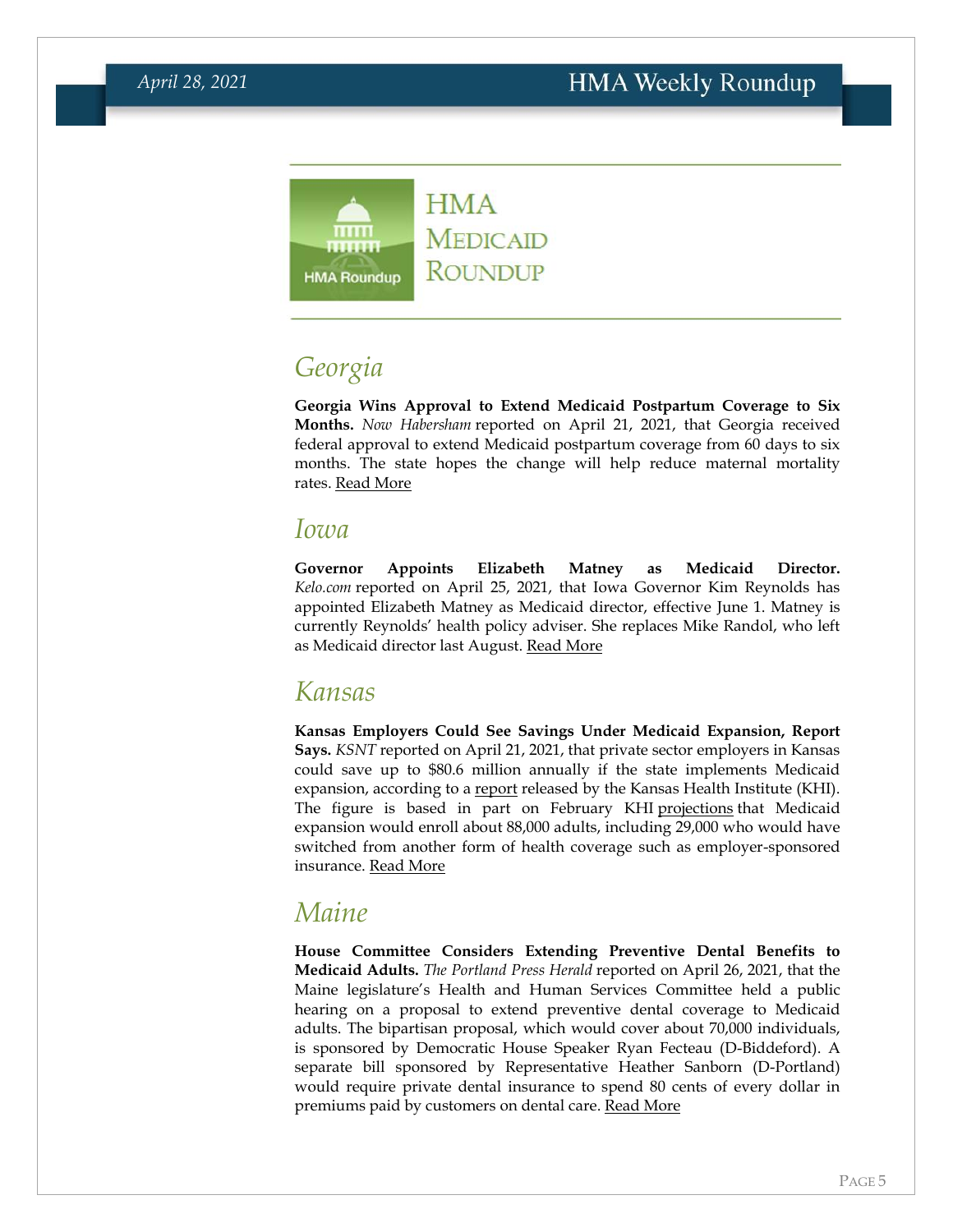# HMA Medicaid Roundup

## Georgia

**Georgia Wins Approval to Extend Medicaid Postpartum Coverage to Six Months.** *Now Habersham* reported on April 21, 2021, that Georgia received federal approval to extend Medicaid postpartum coverage from 60 days to six months. The state hopes the change will help reduce maternal mortality rates. Read More

## Iowa

**Governor Appoints Elizabeth Matney as Medicaid Director.** *Kelo.com* reported on April 25, 2021, that Iowa Governor Kim Reynolds has appointed Elizabeth Matney as Medicaid director, effective June 1. Matney is currently Reynolds' health policy adviser. She replaces Mike Randol, who left as Medicaid director last August. Read More

## Kansas

**Kansas Employers Could See Savings Under Medicaid Expansion, Report Says.** *KSNT* reported on April 21, 2021, that private sector employers in Kansas could save up to $80.6 million annually if the state implements Medicaid expansion, according to a report released by the Kansas Health Institute (KHI). The figure is based in part on February KHI projections that Medicaid expansion would enroll about 88,000 adults, including 29,000 who would have switched from another form of health coverage such as employer-sponsored insurance. Read More

## Maine

**House Committee Considers Extending Preventive Dental Benefits to Medicaid Adults.** *The Portland Press Herald* reported on April 26, 2021, that the Maine legislature's Health and Human Services Committee held a public hearing on a proposal to extend preventive dental coverage to Medicaid adults. The bipartisan proposal, which would cover about 70,000 individuals, is sponsored by Democratic House Speaker Ryan Fecteau (D-Biddeford). A separate bill sponsored by Representative Heather Sanborn (D-Portland) would require private dental insurance to spend 80 cents of every dollar in premiums paid by customers on dental care. Read More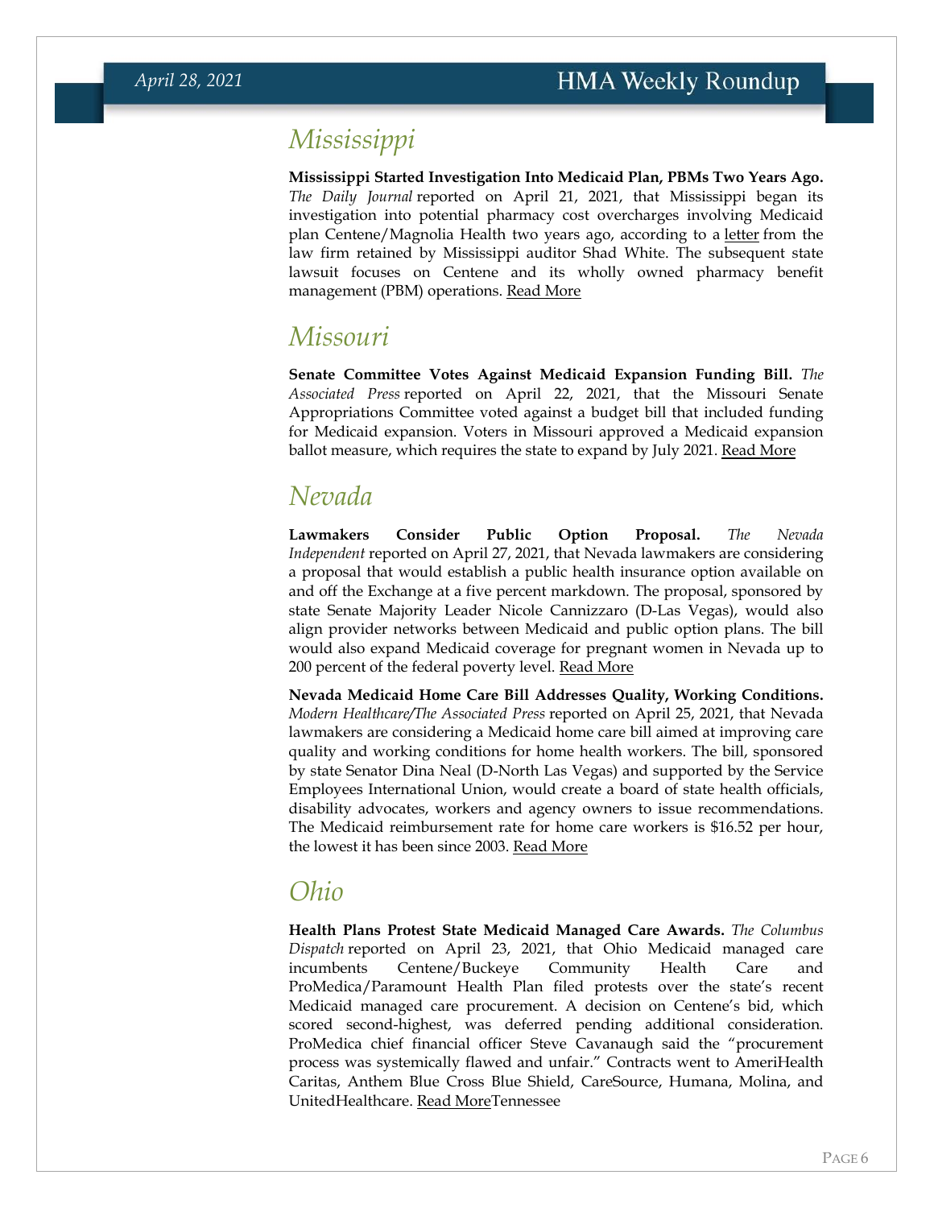## Mississippi

**Mississippi Started Investigation Into Medicaid Plan, PBMs Two Years Ago.** *The Daily Journal* reported on April 21, 2021, that Mississippi began its investigation into potential pharmacy cost overcharges involving Medicaid plan Centene/Magnolia Health two years ago, according to a letter from the law firm retained by Mississippi auditor Shad White. The subsequent state lawsuit focuses on Centene and its wholly owned pharmacy benefit management (PBM) operations. Read More

## Missouri

**Senate Committee Votes Against Medicaid Expansion Funding Bill.** *The Associated Press* reported on April 22, 2021, that the Missouri Senate Appropriations Committee voted against a budget bill that included funding for Medicaid expansion. Voters in Missouri approved a Medicaid expansion ballot measure, which requires the state to expand by July 2021. Read More

## Nevada

**Lawmakers Consider Public Option Proposal.** *The Nevada Independent* reported on April 27, 2021, that Nevada lawmakers are considering a proposal that would establish a public health insurance option available on and off the Exchange at a five percent markdown. The proposal, sponsored by state Senate Majority Leader Nicole Cannizzaro (D-Las Vegas), would also align provider networks between Medicaid and public option plans. The bill would also expand Medicaid coverage for pregnant women in Nevada up to 200 percent of the federal poverty level. Read More

**Nevada Medicaid Home Care Bill Addresses Quality, Working Conditions.** *Modern Healthcare/The Associated Press* reported on April 25, 2021, that Nevada lawmakers are considering a Medicaid home care bill aimed at improving care quality and working conditions for home health workers. The bill, sponsored by state Senator Dina Neal (D-North Las Vegas) and supported by the Service Employees International Union, would create a board of state health officials, disability advocates, workers and agency owners to issue recommendations. The Medicaid reimbursement rate for home care workers is $16.52 per hour, the lowest it has been since 2003. Read More

## Ohio

**Health Plans Protest State Medicaid Managed Care Awards.** *The Columbus Dispatch* reported on April 23, 2021, that Ohio Medicaid managed care incumbents Centene/Buckeye Community Health Care and ProMedica/Paramount Health Plan filed protests over the state's recent Medicaid managed care procurement. A decision on Centene's bid, which scored second-highest, was deferred pending additional consideration. ProMedica chief financial officer Steve Cavanaugh said the "procurement process was systemically flawed and unfair." Contracts went to AmeriHealth Caritas, Anthem Blue Cross Blue Shield, CareSource, Humana, Molina, and UnitedHealthcare. Read MoreTennessee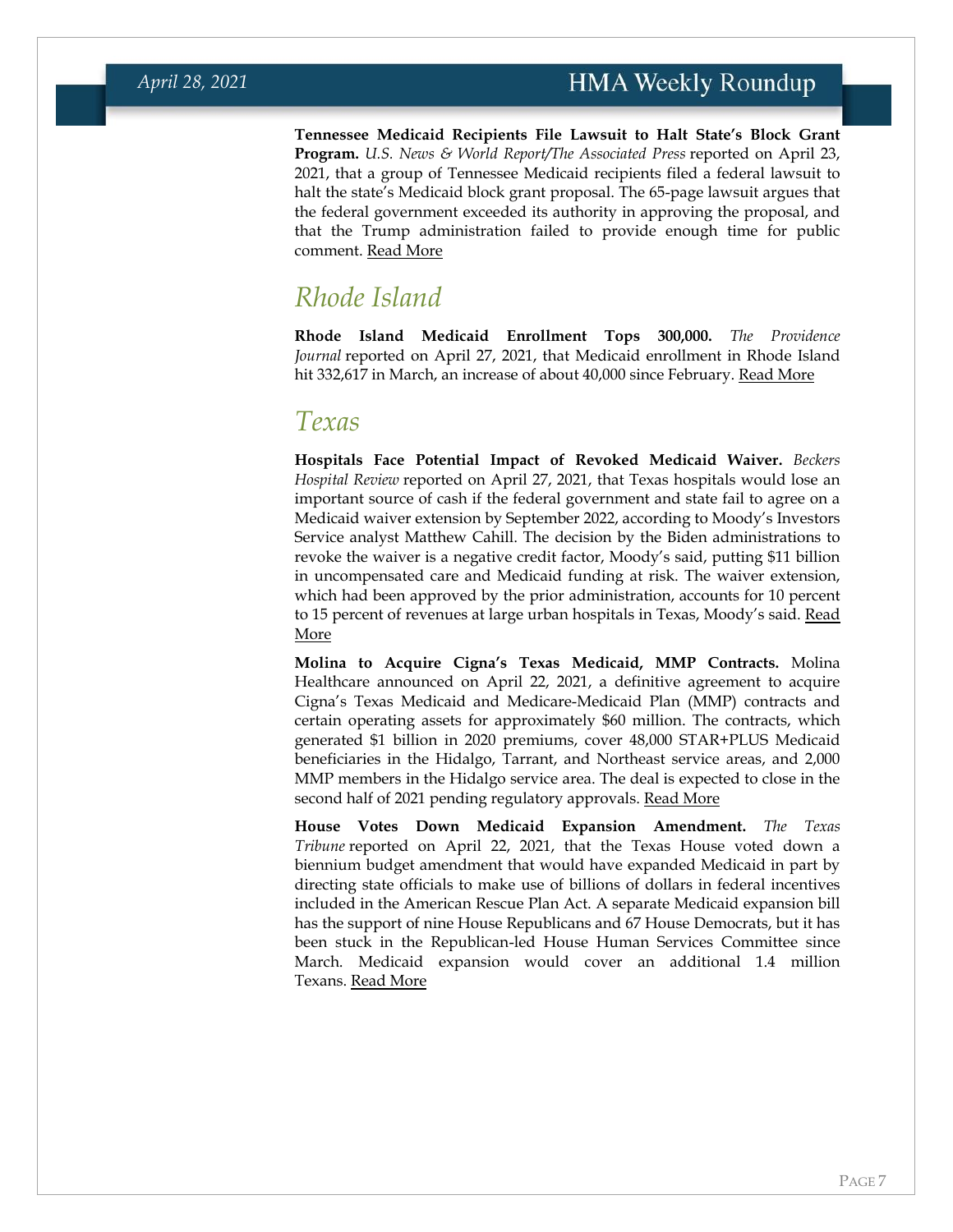**Tennessee Medicaid Recipients File Lawsuit to Halt State's Block Grant Program.** *U.S. News & World Report/The Associated Press* reported on April 23, 2021, that a group of Tennessee Medicaid recipients filed a federal lawsuit to halt the state's Medicaid block grant proposal. The 65-page lawsuit argues that the federal government exceeded its authority in approving the proposal, and that the Trump administration failed to provide enough time for public comment. Read More

## *Rhode Island*

**Rhode Island Medicaid Enrollment Tops 300,000.** *The Providence Journal* reported on April 27, 2021, that Medicaid enrollment in Rhode Island hit 332,617 in March, an increase of about 40,000 since February. Read More

## *Texas*

**Hospitals Face Potential Impact of Revoked Medicaid Waiver.** *Beckers Hospital Review* reported on April 27, 2021, that Texas hospitals would lose an important source of cash if the federal government and state fail to agree on a Medicaid waiver extension by September 2022, according to Moody's Investors Service analyst Matthew Cahill. The decision by the Biden administrations to revoke the waiver is a negative credit factor, Moody's said, putting $11 billion in uncompensated care and Medicaid funding at risk. The waiver extension, which had been approved by the prior administration, accounts for 10 percent to 15 percent of revenues at large urban hospitals in Texas, Moody's said. Read More

**Molina to Acquire Cigna's Texas Medicaid, MMP Contracts.** Molina Healthcare announced on April 22, 2021, a definitive agreement to acquire Cigna's Texas Medicaid and Medicare-Medicaid Plan (MMP) contracts and certain operating assets for approximately $60 million. The contracts, which generated $1 billion in 2020 premiums, cover 48,000 STAR+PLUS Medicaid beneficiaries in the Hidalgo, Tarrant, and Northeast service areas, and 2,000 MMP members in the Hidalgo service area. The deal is expected to close in the second half of 2021 pending regulatory approvals. Read More

**House Votes Down Medicaid Expansion Amendment.** *The Texas Tribune* reported on April 22, 2021, that the Texas House voted down a biennium budget amendment that would have expanded Medicaid in part by directing state officials to make use of billions of dollars in federal incentives included in the American Rescue Plan Act. A separate Medicaid expansion bill has the support of nine House Republicans and 67 House Democrats, but it has been stuck in the Republican-led House Human Services Committee since March. Medicaid expansion would cover an additional 1.4 million Texans. Read More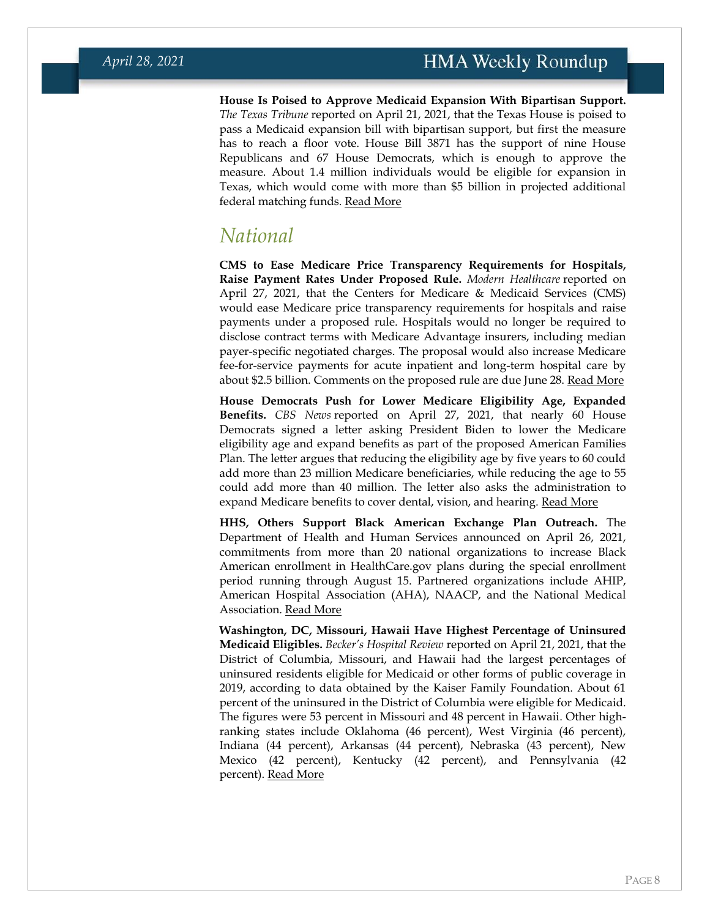**House Is Poised to Approve Medicaid Expansion With Bipartisan Support.** *The Texas Tribune* reported on April 21, 2021, that the Texas House is poised to pass a Medicaid expansion bill with bipartisan support, but first the measure has to reach a floor vote. House Bill 3871 has the support of nine House Republicans and 67 House Democrats, which is enough to approve the measure. About 1.4 million individuals would be eligible for expansion in Texas, which would come with more than $5 billion in projected additional federal matching funds. Read More

# National

**CMS to Ease Medicare Price Transparency Requirements for Hospitals, Raise Payment Rates Under Proposed Rule.** *Modern Healthcare* reported on April 27, 2021, that the Centers for Medicare & Medicaid Services (CMS) would ease Medicare price transparency requirements for hospitals and raise payments under a proposed rule. Hospitals would no longer be required to disclose contract terms with Medicare Advantage insurers, including median payer-specific negotiated charges. The proposal would also increase Medicare fee-for-service payments for acute inpatient and long-term hospital care by about $2.5 billion. Comments on the proposed rule are due June 28. Read More

**House Democrats Push for Lower Medicare Eligibility Age, Expanded Benefits.** *CBS News* reported on April 27, 2021, that nearly 60 House Democrats signed a letter asking President Biden to lower the Medicare eligibility age and expand benefits as part of the proposed American Families Plan. The letter argues that reducing the eligibility age by five years to 60 could add more than 23 million Medicare beneficiaries, while reducing the age to 55 could add more than 40 million. The letter also asks the administration to expand Medicare benefits to cover dental, vision, and hearing. Read More

**HHS, Others Support Black American Exchange Plan Outreach.** The Department of Health and Human Services announced on April 26, 2021, commitments from more than 20 national organizations to increase Black American enrollment in HealthCare.gov plans during the special enrollment period running through August 15. Partnered organizations include AHIP, American Hospital Association (AHA), NAACP, and the National Medical Association. Read More

**Washington, DC, Missouri, Hawaii Have Highest Percentage of Uninsured Medicaid Eligibles.** *Becker's Hospital Review* reported on April 21, 2021, that the District of Columbia, Missouri, and Hawaii had the largest percentages of uninsured residents eligible for Medicaid or other forms of public coverage in 2019, according to data obtained by the Kaiser Family Foundation. About 61 percent of the uninsured in the District of Columbia were eligible for Medicaid. The figures were 53 percent in Missouri and 48 percent in Hawaii. Other high-ranking states include Oklahoma (46 percent), West Virginia (46 percent), Indiana (44 percent), Arkansas (44 percent), Nebraska (43 percent), New Mexico (42 percent), Kentucky (42 percent), and Pennsylvania (42 percent). Read More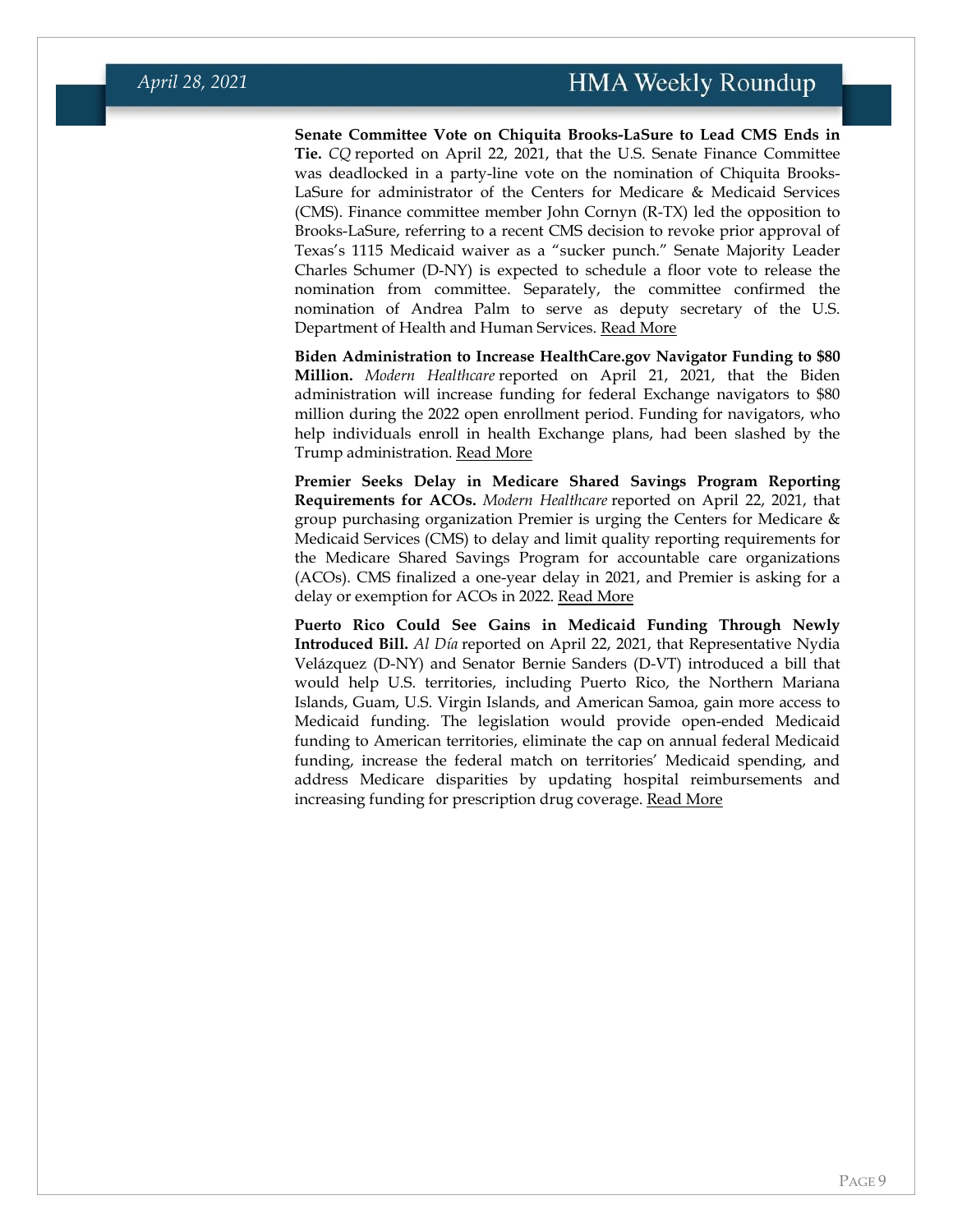**Senate Committee Vote on Chiquita Brooks-LaSure to Lead CMS Ends in Tie.** *CQ* reported on April 22, 2021, that the U.S. Senate Finance Committee was deadlocked in a party-line vote on the nomination of Chiquita Brooks-LaSure for administrator of the Centers for Medicare & Medicaid Services (CMS). Finance committee member John Cornyn (R-TX) led the opposition to Brooks-LaSure, referring to a recent CMS decision to revoke prior approval of Texas's 1115 Medicaid waiver as a "sucker punch." Senate Majority Leader Charles Schumer (D-NY) is expected to schedule a floor vote to release the nomination from committee. Separately, the committee confirmed the nomination of Andrea Palm to serve as deputy secretary of the U.S. Department of Health and Human Services. Read More

**Biden Administration to Increase HealthCare.gov Navigator Funding to $80 Million.** *Modern Healthcare* reported on April 21, 2021, that the Biden administration will increase funding for federal Exchange navigators to $80 million during the 2022 open enrollment period. Funding for navigators, who help individuals enroll in health Exchange plans, had been slashed by the Trump administration. Read More

**Premier Seeks Delay in Medicare Shared Savings Program Reporting Requirements for ACOs.** *Modern Healthcare* reported on April 22, 2021, that group purchasing organization Premier is urging the Centers for Medicare & Medicaid Services (CMS) to delay and limit quality reporting requirements for the Medicare Shared Savings Program for accountable care organizations (ACOs). CMS finalized a one-year delay in 2021, and Premier is asking for a delay or exemption for ACOs in 2022. Read More

**Puerto Rico Could See Gains in Medicaid Funding Through Newly Introduced Bill.** *Al Día* reported on April 22, 2021, that Representative Nydia Velázquez (D-NY) and Senator Bernie Sanders (D-VT) introduced a bill that would help U.S. territories, including Puerto Rico, the Northern Mariana Islands, Guam, U.S. Virgin Islands, and American Samoa, gain more access to Medicaid funding. The legislation would provide open-ended Medicaid funding to American territories, eliminate the cap on annual federal Medicaid funding, increase the federal match on territories' Medicaid spending, and address Medicare disparities by updating hospital reimbursements and increasing funding for prescription drug coverage. Read More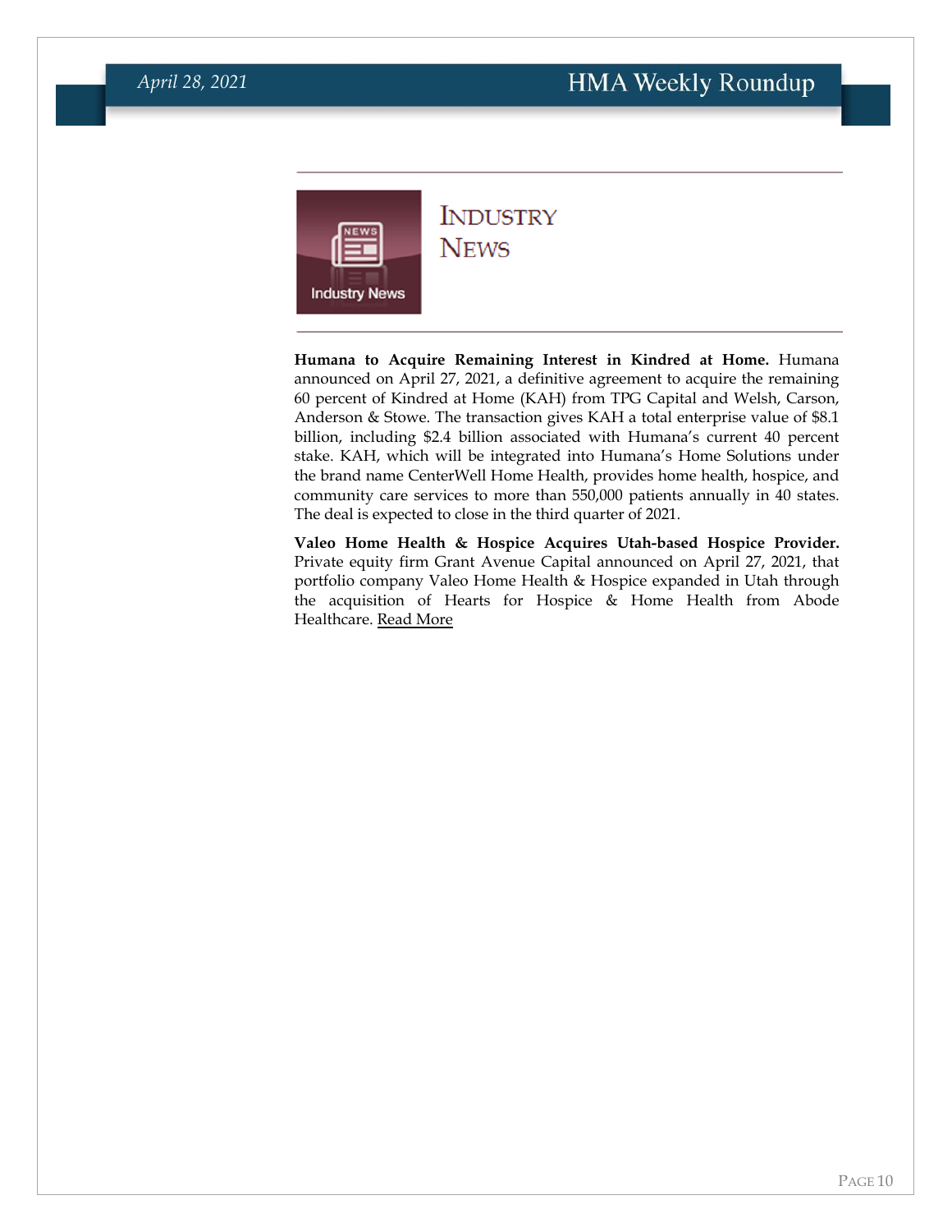# Industry News

**Humana to Acquire Remaining Interest in Kindred at Home.** Humana announced on April 27, 2021, a definitive agreement to acquire the remaining 60 percent of Kindred at Home (KAH) from TPG Capital and Welsh, Carson, Anderson & Stowe. The transaction gives KAH a total enterprise value of $8.1 billion, including $2.4 billion associated with Humana's current 40 percent stake. KAH, which will be integrated into Humana's Home Solutions under the brand name CenterWell Home Health, provides home health, hospice, and community care services to more than 550,000 patients annually in 40 states. The deal is expected to close in the third quarter of 2021.

**Valeo Home Health & Hospice Acquires Utah-based Hospice Provider.** Private equity firm Grant Avenue Capital announced on April 27, 2021, that portfolio company Valeo Home Health & Hospice expanded in Utah through the acquisition of Hearts for Hospice & Home Health from Abode Healthcare. Read More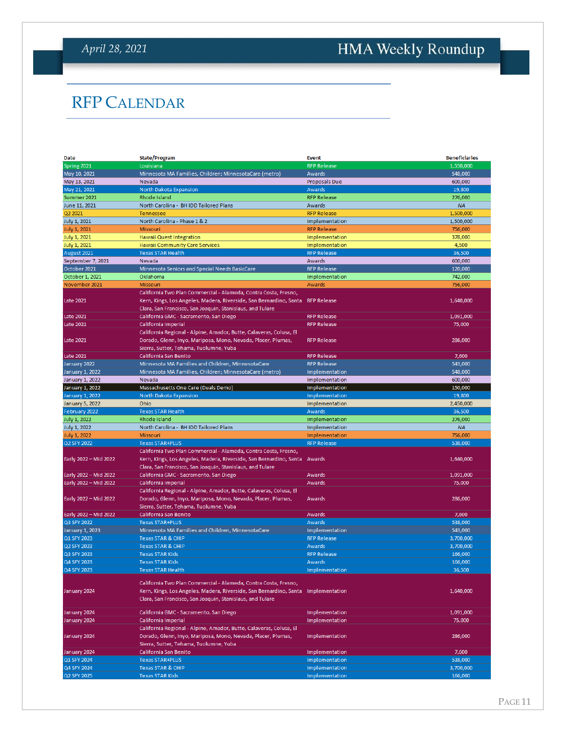# RFP CALENDAR

| Date | State/Program | Event | Beneficiaries |
|---|---|---|---|
| Spring 2021 | Louisiana | RFP Release | 1,550,000 |
| May 10, 2021 | Minnesota MA Families, Children; MinnesotaCare (metro) | Awards | 548,000 |
| May 13, 2021 | Nevada | Proposals Due | 600,000 |
| May 21, 2021 | North Dakota Expansion | Awards | 19,800 |
| Summer 2021 | Rhode Island | RFP Release | 276,000 |
| June 11, 2021 | North Carolina - BH IDD Tailored Plans | Awards | NA |
| Q2 2021 | Tennessee | RFP Release | 1,500,000 |
| July 1, 2021 | North Carolina - Phase 1 & 2 | Implementation | 1,500,000 |
| July 1, 2021 | Missouri | RFP Release | 756,000 |
| July 1, 2021 | Hawaii Quest Integration | Implementation | 378,000 |
| July 1, 2021 | Hawaii Community Care Services | Implementation | 4,500 |
| August 2021 | Texas STAR Health | RFP Release | 36,500 |
| September 7, 2021 | Nevada | Awards | 600,000 |
| October 2021 | Minnesota Seniors and Special Needs BasicCare | RFP Release | 120,000 |
| October 1, 2021 | Oklahoma | Implementation | 742,000 |
| November 2021 | Missouri | Awards | 756,000 |
| Late 2021 | California Two Plan Commercial - Alameda, Contra Costa, Fresno, Kern, Kings, Los Angeles, Madera, Riverside, San Bernardino, Santa Clara, San Francisco, San Joaquin, Stanislaus, and Tulare | RFP Release | 1,640,000 |
| Late 2021 | California GMC - Sacramento, San Diego | RFP Release | 1,091,000 |
| Late 2021 | California Imperial | RFP Release | 75,000 |
| Late 2021 | California Regional - Alpine, Amador, Butte, Calaveras, Colusa, El Dorado, Glenn, Inyo, Mariposa, Mono, Nevada, Placer, Plumas, Sierra, Sutter, Tehama, Tuolumne, Yuba | RFP Release | 286,000 |
| Late 2021 | California San Benito | RFP Release | 7,600 |
| January 2022 | Minnesota MA Families and Children, MinnesotaCare | RFP Release | 543,000 |
| January 1, 2022 | Minnesota MA Families, Children; MinnesotaCare (metro) | Implementation | 548,000 |
| January 1, 2022 | Nevada | Implementation | 600,000 |
| January 1, 2022 | Massachusetts One Care (Duals Demo) | Implementation | 150,000 |
| January 1, 2022 | North Dakota Expansion | Implementation | 19,800 |
| January 5, 2022 | Ohio | Implementation | 2,450,000 |
| February 2022 | Texas STAR Health | Awards | 36,500 |
| July 1, 2022 | Rhode Island | Implementation | 276,000 |
| July 1, 2022 | North Carolina - BH IDD Tailored Plans | Implementation | NA |
| July 1, 2022 | Missouri | Implementation | 756,000 |
| Q2 SFY 2022 | Texas STAR+PLUS | RFP Release | 538,000 |
| Early 2022 – Mid 2022 | California Two Plan Commercial - Alameda, Contra Costa, Fresno, Kern, Kings, Los Angeles, Madera, Riverside, San Bernardino, Santa Clara, San Francisco, San Joaquin, Stanislaus, and Tulare | Awards | 1,640,000 |
| Early 2022 – Mid 2022 | California GMC - Sacramento, San Diego | Awards | 1,091,000 |
| Early 2022 – Mid 2022 | California Imperial | Awards | 75,000 |
| Early 2022 – Mid 2022 | California Regional - Alpine, Amador, Butte, Calaveras, Colusa, El Dorado, Glenn, Inyo, Mariposa, Mono, Nevada, Placer, Plumas, Sierra, Sutter, Tehama, Tuolumne, Yuba | Awards | 286,000 |
| Early 2022 – Mid 2022 | California San Benito | Awards | 7,600 |
| Q3 SFY 2022 | Texas STAR+PLUS | Awards | 538,000 |
| January 1, 2023 | Minnesota MA Families and Children, MinnesotaCare | Implementation | 543,000 |
| Q1 SFY 2023 | Texas STAR & CHIP | RFP Release | 3,700,000 |
| Q2 SFY 2023 | Texas STAR & CHIP | Awards | 3,700,000 |
| Q3 SFY 2023 | Texas STAR Kids | RFP Release | 166,000 |
| Q4 SFY 2023 | Texas STAR Kids | Awards | 166,000 |
| Q4 SFY 2023 | Texas STAR Health | Implementation | 36,500 |
| January 2024 | California Two Plan Commercial - Alameda, Contra Costa, Fresno, Kern, Kings, Los Angeles, Madera, Riverside, San Bernardino, Santa Clara, San Francisco, San Joaquin, Stanislaus, and Tulare | Implementation | 1,640,000 |
| January 2024 | California GMC - Sacramento, San Diego | Implementation | 1,091,000 |
| January 2024 | California Imperial | Implementation | 75,000 |
| January 2024 | California Regional - Alpine, Amador, Butte, Calaveras, Colusa, El Dorado, Glenn, Inyo, Mariposa, Mono, Nevada, Placer, Plumas, Sierra, Sutter, Tehama, Tuolumne, Yuba | Implementation | 286,000 |
| January 2024 | California San Benito | Implementation | 7,600 |
| Q1 SFY 2024 | Texas STAR+PLUS | Implementation | 538,000 |
| Q4 SFY 2024 | Texas STAR & CHIP | Implementation | 3,700,000 |
| Q2 SFY 2025 | Texas STAR Kids | Implementation | 166,000 |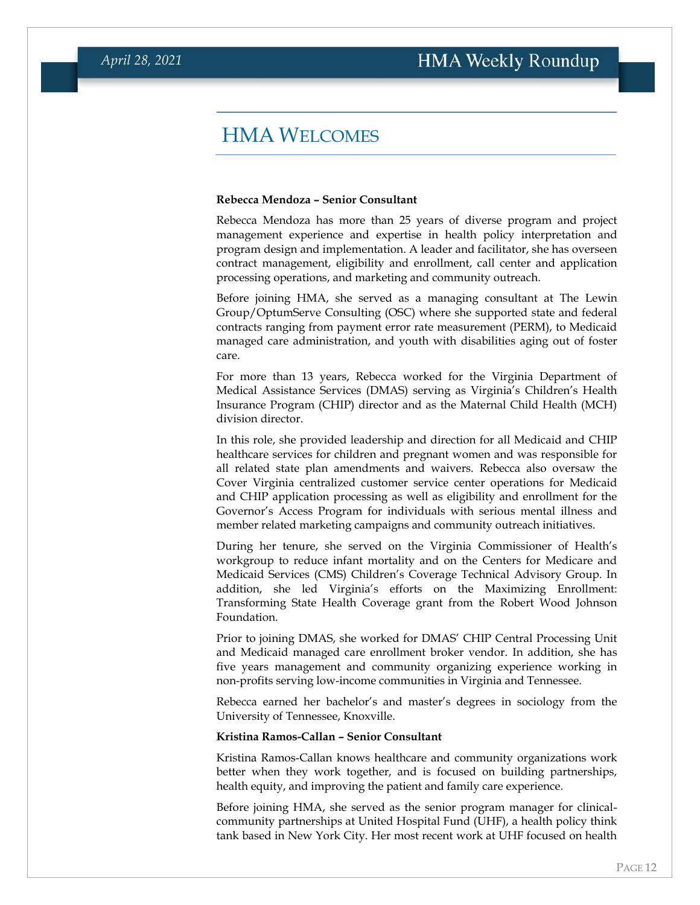# HMA Welcomes

**Rebecca Mendoza – Senior Consultant**

Rebecca Mendoza has more than 25 years of diverse program and project management experience and expertise in health policy interpretation and program design and implementation. A leader and facilitator, she has overseen contract management, eligibility and enrollment, call center and application processing operations, and marketing and community outreach.

Before joining HMA, she served as a managing consultant at The Lewin Group/OptumServe Consulting (OSC) where she supported state and federal contracts ranging from payment error rate measurement (PERM), to Medicaid managed care administration, and youth with disabilities aging out of foster care.

For more than 13 years, Rebecca worked for the Virginia Department of Medical Assistance Services (DMAS) serving as Virginia's Children's Health Insurance Program (CHIP) director and as the Maternal Child Health (MCH) division director.

In this role, she provided leadership and direction for all Medicaid and CHIP healthcare services for children and pregnant women and was responsible for all related state plan amendments and waivers. Rebecca also oversaw the Cover Virginia centralized customer service center operations for Medicaid and CHIP application processing as well as eligibility and enrollment for the Governor's Access Program for individuals with serious mental illness and member related marketing campaigns and community outreach initiatives.

During her tenure, she served on the Virginia Commissioner of Health's workgroup to reduce infant mortality and on the Centers for Medicare and Medicaid Services (CMS) Children's Coverage Technical Advisory Group. In addition, she led Virginia's efforts on the Maximizing Enrollment: Transforming State Health Coverage grant from the Robert Wood Johnson Foundation.

Prior to joining DMAS, she worked for DMAS' CHIP Central Processing Unit and Medicaid managed care enrollment broker vendor. In addition, she has five years management and community organizing experience working in non-profits serving low-income communities in Virginia and Tennessee.

Rebecca earned her bachelor's and master's degrees in sociology from the University of Tennessee, Knoxville.

**Kristina Ramos-Callan – Senior Consultant**

Kristina Ramos-Callan knows healthcare and community organizations work better when they work together, and is focused on building partnerships, health equity, and improving the patient and family care experience.

Before joining HMA, she served as the senior program manager for clinical-community partnerships at United Hospital Fund (UHF), a health policy think tank based in New York City. Her most recent work at UHF focused on health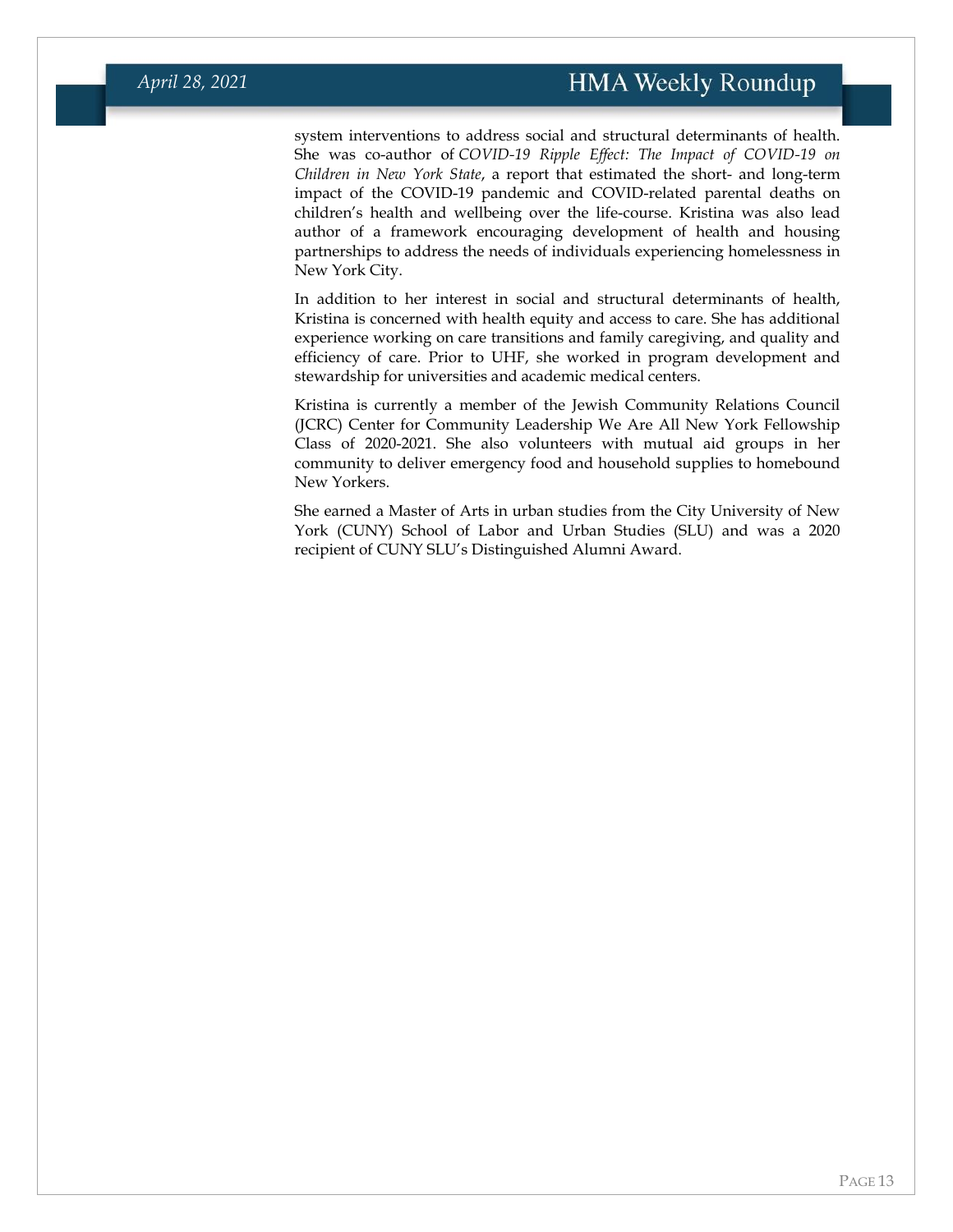system interventions to address social and structural determinants of health. She was co-author of *COVID-19 Ripple Effect: The Impact of COVID-19 on Children in New York State*, a report that estimated the short- and long-term impact of the COVID-19 pandemic and COVID-related parental deaths on children's health and wellbeing over the life-course. Kristina was also lead author of a framework encouraging development of health and housing partnerships to address the needs of individuals experiencing homelessness in New York City.

In addition to her interest in social and structural determinants of health, Kristina is concerned with health equity and access to care. She has additional experience working on care transitions and family caregiving, and quality and efficiency of care. Prior to UHF, she worked in program development and stewardship for universities and academic medical centers.

Kristina is currently a member of the Jewish Community Relations Council (JCRC) Center for Community Leadership We Are All New York Fellowship Class of 2020-2021. She also volunteers with mutual aid groups in her community to deliver emergency food and household supplies to homebound New Yorkers.

She earned a Master of Arts in urban studies from the City University of New York (CUNY) School of Labor and Urban Studies (SLU) and was a 2020 recipient of CUNY SLU's Distinguished Alumni Award.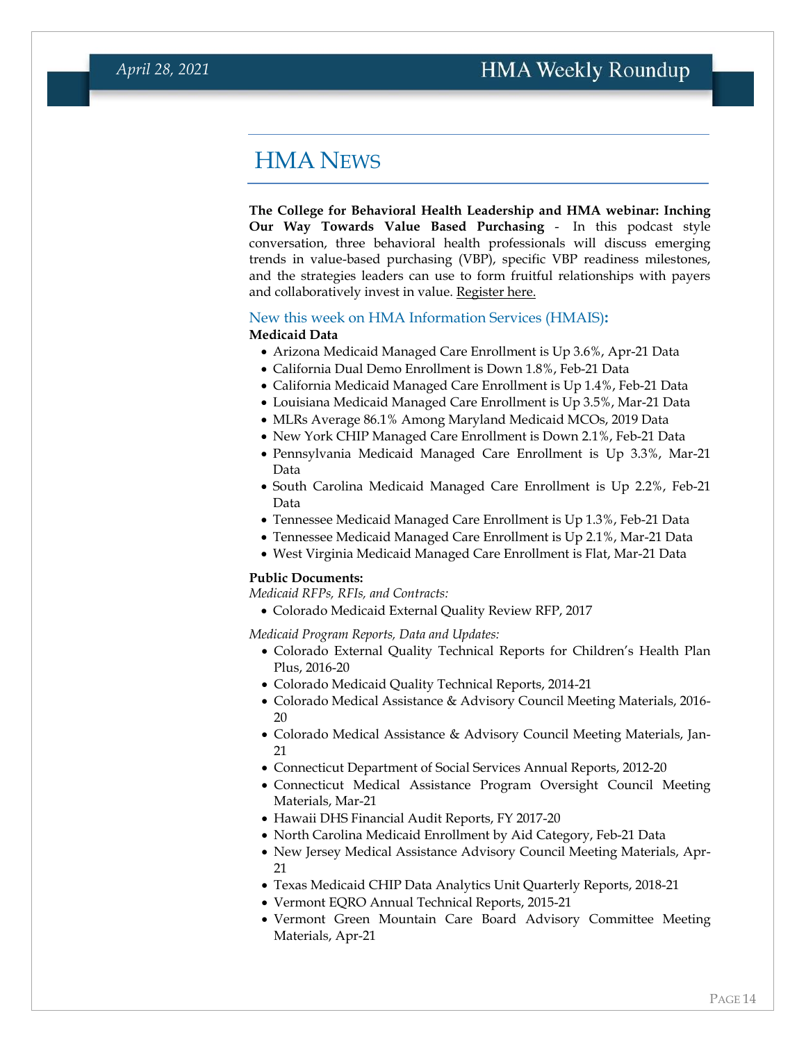# HMA News

**The College for Behavioral Health Leadership and HMA webinar: Inching Our Way Towards Value Based Purchasing** - In this podcast style conversation, three behavioral health professionals will discuss emerging trends in value-based purchasing (VBP), specific VBP readiness milestones, and the strategies leaders can use to form fruitful relationships with payers and collaboratively invest in value. Register here.

## New this week on HMA Information Services (HMAIS):

**Medicaid Data**

- Arizona Medicaid Managed Care Enrollment is Up 3.6%, Apr-21 Data
- California Dual Demo Enrollment is Down 1.8%, Feb-21 Data
- California Medicaid Managed Care Enrollment is Up 1.4%, Feb-21 Data
- Louisiana Medicaid Managed Care Enrollment is Up 3.5%, Mar-21 Data
- MLRs Average 86.1% Among Maryland Medicaid MCOs, 2019 Data
- New York CHIP Managed Care Enrollment is Down 2.1%, Feb-21 Data
- Pennsylvania Medicaid Managed Care Enrollment is Up 3.3%, Mar-21 Data
- South Carolina Medicaid Managed Care Enrollment is Up 2.2%, Feb-21 Data
- Tennessee Medicaid Managed Care Enrollment is Up 1.3%, Feb-21 Data
- Tennessee Medicaid Managed Care Enrollment is Up 2.1%, Mar-21 Data
- West Virginia Medicaid Managed Care Enrollment is Flat, Mar-21 Data

**Public Documents:**

*Medicaid RFPs, RFIs, and Contracts:*

- Colorado Medicaid External Quality Review RFP, 2017

*Medicaid Program Reports, Data and Updates:*

- Colorado External Quality Technical Reports for Children's Health Plan Plus, 2016-20
- Colorado Medicaid Quality Technical Reports, 2014-21
- Colorado Medical Assistance & Advisory Council Meeting Materials, 2016-20
- Colorado Medical Assistance & Advisory Council Meeting Materials, Jan-21
- Connecticut Department of Social Services Annual Reports, 2012-20
- Connecticut Medical Assistance Program Oversight Council Meeting Materials, Mar-21
- Hawaii DHS Financial Audit Reports, FY 2017-20
- North Carolina Medicaid Enrollment by Aid Category, Feb-21 Data
- New Jersey Medical Assistance Advisory Council Meeting Materials, Apr-21
- Texas Medicaid CHIP Data Analytics Unit Quarterly Reports, 2018-21
- Vermont EQRO Annual Technical Reports, 2015-21
- Vermont Green Mountain Care Board Advisory Committee Meeting Materials, Apr-21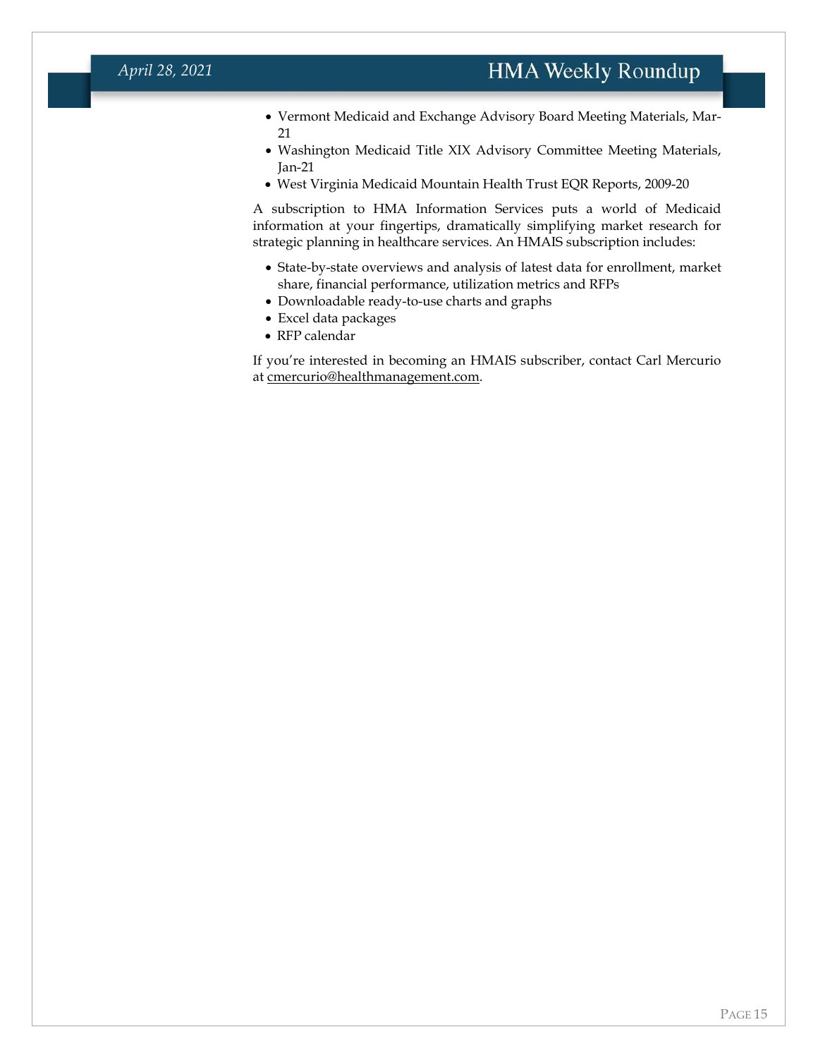- Vermont Medicaid and Exchange Advisory Board Meeting Materials, Mar-21
- Washington Medicaid Title XIX Advisory Committee Meeting Materials, Jan-21
- West Virginia Medicaid Mountain Health Trust EQR Reports, 2009-20

A subscription to HMA Information Services puts a world of Medicaid information at your fingertips, dramatically simplifying market research for strategic planning in healthcare services. An HMAIS subscription includes:

- State-by-state overviews and analysis of latest data for enrollment, market share, financial performance, utilization metrics and RFPs
- Downloadable ready-to-use charts and graphs
- Excel data packages
- RFP calendar

If you're interested in becoming an HMAIS subscriber, contact Carl Mercurio at cmercurio@healthmanagement.com.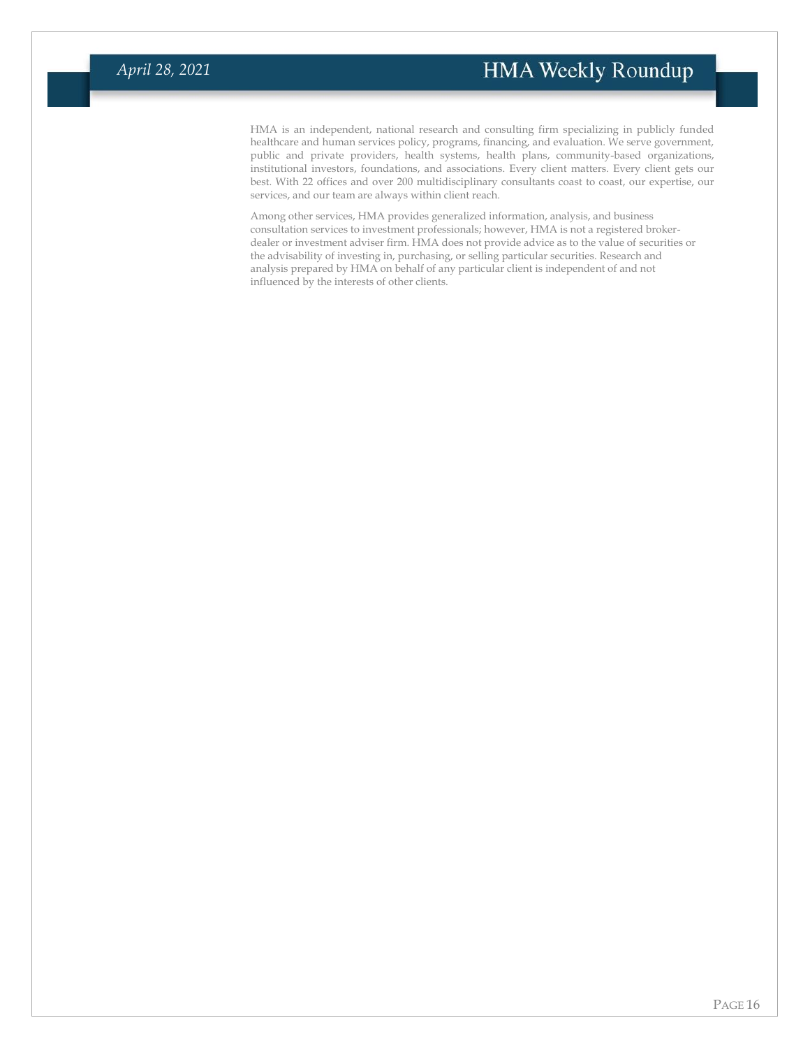HMA is an independent, national research and consulting firm specializing in publicly funded healthcare and human services policy, programs, financing, and evaluation. We serve government, public and private providers, health systems, health plans, community-based organizations, institutional investors, foundations, and associations. Every client matters. Every client gets our best. With 22 offices and over 200 multidisciplinary consultants coast to coast, our expertise, our services, and our team are always within client reach.

Among other services, HMA provides generalized information, analysis, and business consultation services to investment professionals; however, HMA is not a registered broker-dealer or investment adviser firm. HMA does not provide advice as to the value of securities or the advisability of investing in, purchasing, or selling particular securities. Research and analysis prepared by HMA on behalf of any particular client is independent of and not influenced by the interests of other clients.